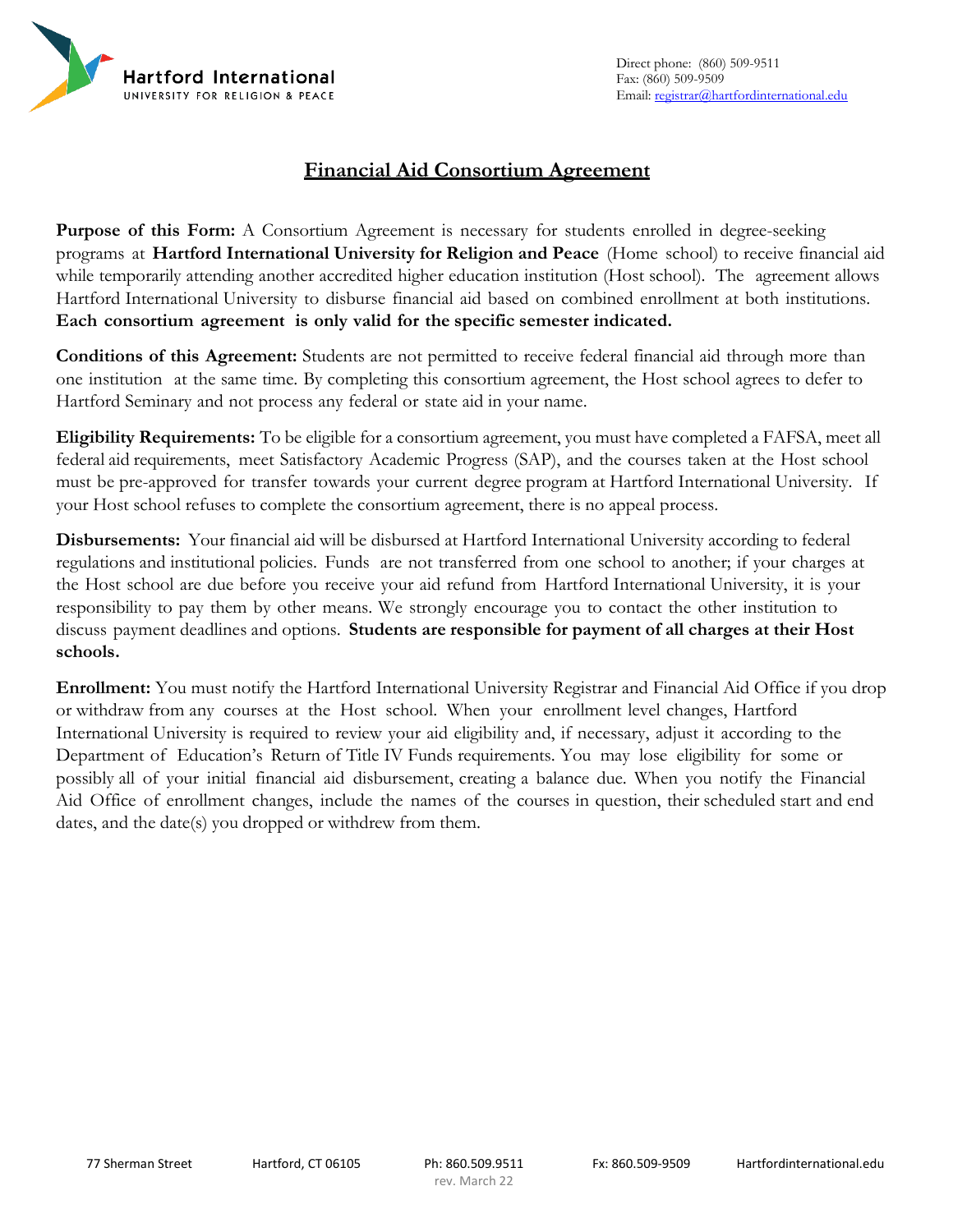Hartford International
UNIVERSITY FOR RELIGION & PEACE

Direct phone: (860) 509-9511
Fax: (860) 509-9509
Email: registrar@hartfordinternational.edu

# Financial Aid Consortium Agreement

**Purpose of this Form:** A Consortium Agreement is necessary for students enrolled in degree-seeking programs at **Hartford International University for Religion and Peace** (Home school) to receive financial aid while temporarily attending another accredited higher education institution (Host school). The agreement allows Hartford International University to disburse financial aid based on combined enrollment at both institutions. **Each consortium agreement is only valid for the specific semester indicated.**

**Conditions of this Agreement:** Students are not permitted to receive federal financial aid through more than one institution at the same time. By completing this consortium agreement, the Host school agrees to defer to Hartford Seminary and not process any federal or state aid in your name.

**Eligibility Requirements:** To be eligible for a consortium agreement, you must have completed a FAFSA, meet all federal aid requirements, meet Satisfactory Academic Progress (SAP), and the courses taken at the Host school must be pre-approved for transfer towards your current degree program at Hartford International University. If your Host school refuses to complete the consortium agreement, there is no appeal process.

**Disbursements:** Your financial aid will be disbursed at Hartford International University according to federal regulations and institutional policies. Funds are not transferred from one school to another; if your charges at the Host school are due before you receive your aid refund from Hartford International University, it is your responsibility to pay them by other means. We strongly encourage you to contact the other institution to discuss payment deadlines and options. **Students are responsible for payment of all charges at their Host schools.**

**Enrollment:** You must notify the Hartford International University Registrar and Financial Aid Office if you drop or withdraw from any courses at the Host school. When your enrollment level changes, Hartford International University is required to review your aid eligibility and, if necessary, adjust it according to the Department of Education's Return of Title IV Funds requirements. You may lose eligibility for some or possibly all of your initial financial aid disbursement, creating a balance due. When you notify the Financial Aid Office of enrollment changes, include the names of the courses in question, their scheduled start and end dates, and the date(s) you dropped or withdrew from them.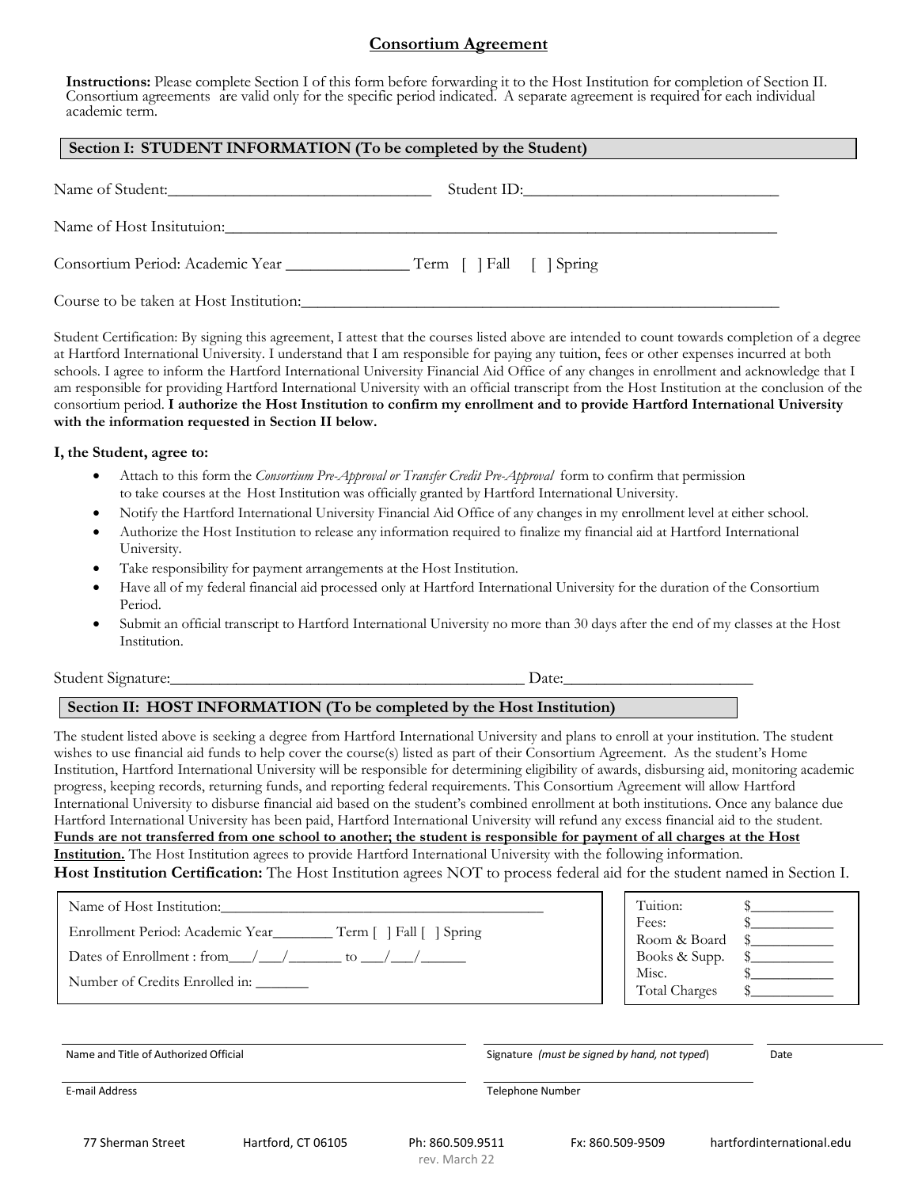# Consortium Agreement

**Instructions:** Please complete Section I of this form before forwarding it to the Host Institution for completion of Section II. Consortium agreements are valid only for the specific period indicated. A separate agreement is required for each individual academic term.

## Section I: STUDENT INFORMATION (To be completed by the Student)

Name of Student:_______________________________ Student ID:______________________________

Name of Host Insitutuion:______________________________________________________________________

Consortium Period: Academic Year _______________ Term [ ] Fall [ ] Spring

Course to be taken at Host Institution:__________________________________________________________

Student Certification: By signing this agreement, I attest that the courses listed above are intended to count towards completion of a degree at Hartford International University. I understand that I am responsible for paying any tuition, fees or other expenses incurred at both schools. I agree to inform the Hartford International University Financial Aid Office of any changes in enrollment and acknowledge that I am responsible for providing Hartford International University with an official transcript from the Host Institution at the conclusion of the consortium period. **I authorize the Host Institution to confirm my enrollment and to provide Hartford International University with the information requested in Section II below.**

**I, the Student, agree to:**

- Attach to this form the *Consortium Pre-Approval or Transfer Credit Pre-Approval* form to confirm that permission to take courses at the Host Institution was officially granted by Hartford International University.
- Notify the Hartford International University Financial Aid Office of any changes in my enrollment level at either school.
- Authorize the Host Institution to release any information required to finalize my financial aid at Hartford International University.
- Take responsibility for payment arrangements at the Host Institution.
- Have all of my federal financial aid processed only at Hartford International University for the duration of the Consortium Period.
- Submit an official transcript to Hartford International University no more than 30 days after the end of my classes at the Host Institution.

Student Signature:____________________________________________ Date:_______________________

## Section II: HOST INFORMATION (To be completed by the Host Institution)

The student listed above is seeking a degree from Hartford International University and plans to enroll at your institution. The student wishes to use financial aid funds to help cover the course(s) listed as part of their Consortium Agreement. As the student's Home Institution, Hartford International University will be responsible for determining eligibility of awards, disbursing aid, monitoring academic progress, keeping records, returning funds, and reporting federal requirements. This Consortium Agreement will allow Hartford International University to disburse financial aid based on the student's combined enrollment at both institutions. Once any balance due Hartford International University has been paid, Hartford International University will refund any excess financial aid to the student. **Funds are not transferred from one school to another; the student is responsible for payment of all charges at the Host Institution.** The Host Institution agrees to provide Hartford International University with the following information.

**Host Institution Certification:** The Host Institution agrees NOT to process federal aid for the student named in Section I.

Name of Host Institution:__________________________________________

Enrollment Period: Academic Year________ Term [ ] Fall [ ] Spring

Dates of Enrollment : from___/___/_______ to ___/___/______

Number of Credits Enrolled in: _______

| | |
|---|---|
| Tuition: | $___________ |
| Fees: | $___________ |
| Room & Board | $___________ |
| Books & Supp. | $___________ |
| Misc. | $___________ |
| Total Charges | $___________ |

Name and Title of Authorized Official ____________________ Signature *(must be signed by hand, not typed)* ____________________ Date ____________

E-mail Address ____________________ Telephone Number ____________________

77 Sherman Street Hartford, CT 06105 Ph: 860.509.9511 Fx: 860.509-9509 hartfordinternational.edu

rev. March 22